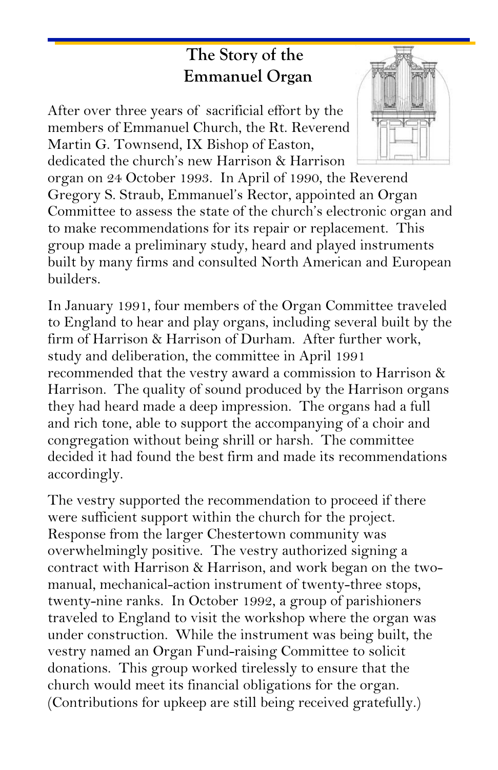# The Story of the Emmanuel Organ

After over three years of sacrificial effort by the members of Emmanuel Church, the Rt. Reverend Martin G. Townsend, IX Bishop of Easton, dedicated the church's new Harrison & Harrison organ on 24 October 1993. In April of 1990, the Reverend Gregory S. Straub, Emmanuel's Rector, appointed an Organ Committee to assess the state of the church's electronic organ and to make recommendations for its repair or replacement. This group made a preliminary study, heard and played instruments built by many firms and consulted North American and European builders.

In January 1991, four members of the Organ Committee traveled to England to hear and play organs, including several built by the firm of Harrison & Harrison of Durham. After further work, study and deliberation, the committee in April 1991 recommended that the vestry award a commission to Harrison & Harrison. The quality of sound produced by the Harrison organs they had heard made a deep impression. The organs had a full and rich tone, able to support the accompanying of a choir and congregation without being shrill or harsh. The committee decided it had found the best firm and made its recommendations accordingly.

The vestry supported the recommendation to proceed if there were sufficient support within the church for the project. Response from the larger Chestertown community was overwhelmingly positive. The vestry authorized signing a contract with Harrison & Harrison, and work began on the two-manual, mechanical-action instrument of twenty-three stops, twenty-nine ranks. In October 1992, a group of parishioners traveled to England to visit the workshop where the organ was under construction. While the instrument was being built, the vestry named an Organ Fund-raising Committee to solicit donations. This group worked tirelessly to ensure that the church would meet its financial obligations for the organ. (Contributions for upkeep are still being received gratefully.)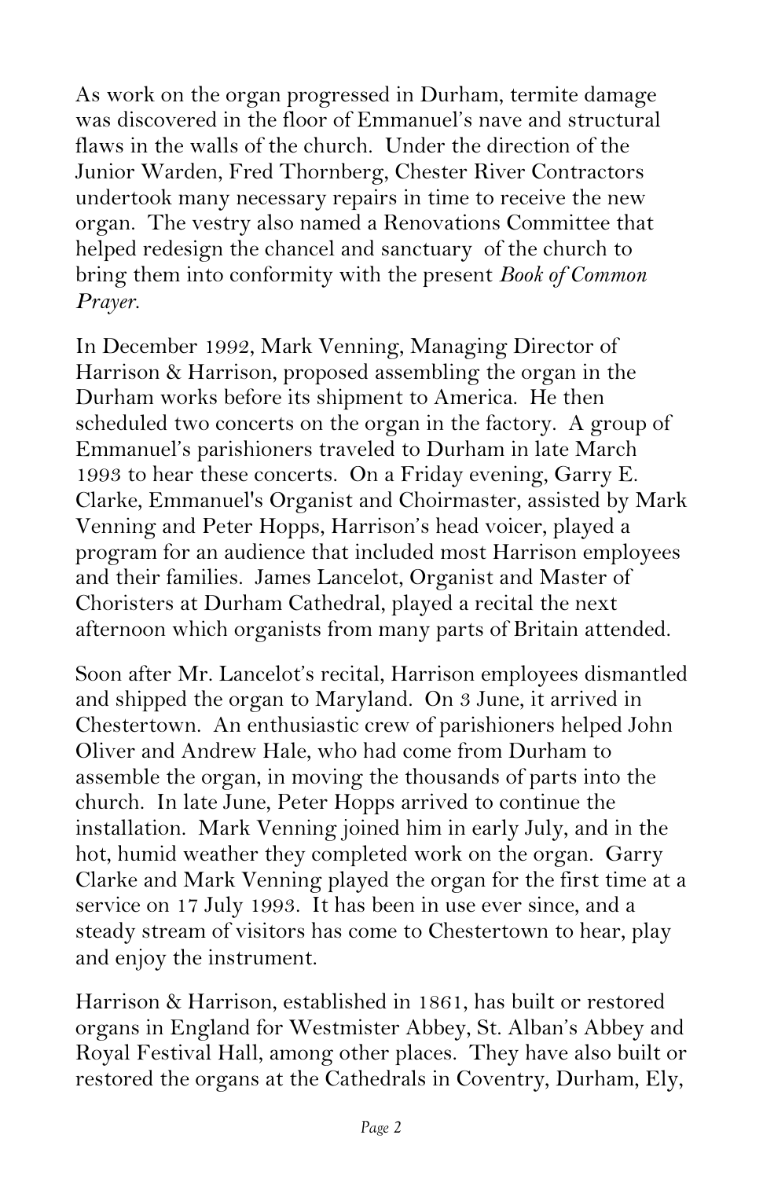As work on the organ progressed in Durham, termite damage was discovered in the floor of Emmanuel's nave and structural flaws in the walls of the church. Under the direction of the Junior Warden, Fred Thornberg, Chester River Contractors undertook many necessary repairs in time to receive the new organ. The vestry also named a Renovations Committee that helped redesign the chancel and sanctuary of the church to bring them into conformity with the present *Book of Common Prayer*.

In December 1992, Mark Venning, Managing Director of Harrison & Harrison, proposed assembling the organ in the Durham works before its shipment to America. He then scheduled two concerts on the organ in the factory. A group of Emmanuel's parishioners traveled to Durham in late March 1993 to hear these concerts. On a Friday evening, Garry E. Clarke, Emmanuel's Organist and Choirmaster, assisted by Mark Venning and Peter Hopps, Harrison's head voicer, played a program for an audience that included most Harrison employees and their families. James Lancelot, Organist and Master of Choristers at Durham Cathedral, played a recital the next afternoon which organists from many parts of Britain attended.

Soon after Mr. Lancelot's recital, Harrison employees dismantled and shipped the organ to Maryland. On 3 June, it arrived in Chestertown. An enthusiastic crew of parishioners helped John Oliver and Andrew Hale, who had come from Durham to assemble the organ, in moving the thousands of parts into the church. In late June, Peter Hopps arrived to continue the installation. Mark Venning joined him in early July, and in the hot, humid weather they completed work on the organ. Garry Clarke and Mark Venning played the organ for the first time at a service on 17 July 1993. It has been in use ever since, and a steady stream of visitors has come to Chestertown to hear, play and enjoy the instrument.

Harrison & Harrison, established in 1861, has built or restored organs in England for Westmister Abbey, St. Alban's Abbey and Royal Festival Hall, among other places. They have also built or restored the organs at the Cathedrals in Coventry, Durham, Ely,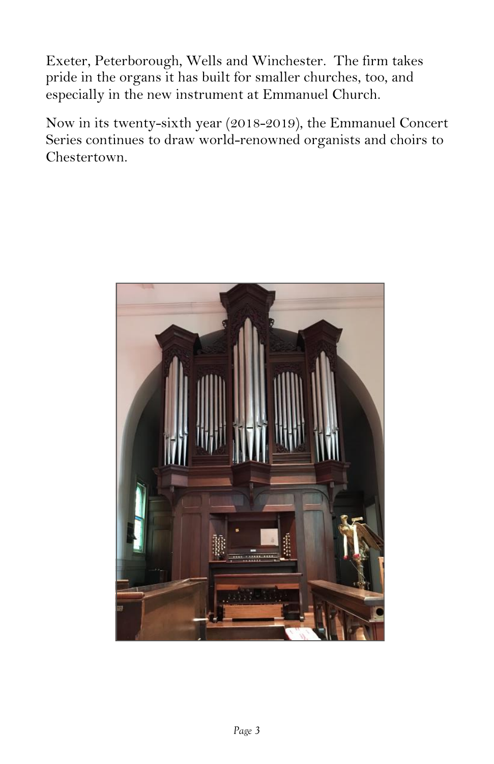Exeter, Peterborough, Wells and Winchester.  The firm takes pride in the organs it has built for smaller churches, too, and especially in the new instrument at Emmanuel Church.

Now in its twenty-sixth year (2018-2019), the Emmanuel Concert Series continues to draw world-renowned organists and choirs to Chestertown.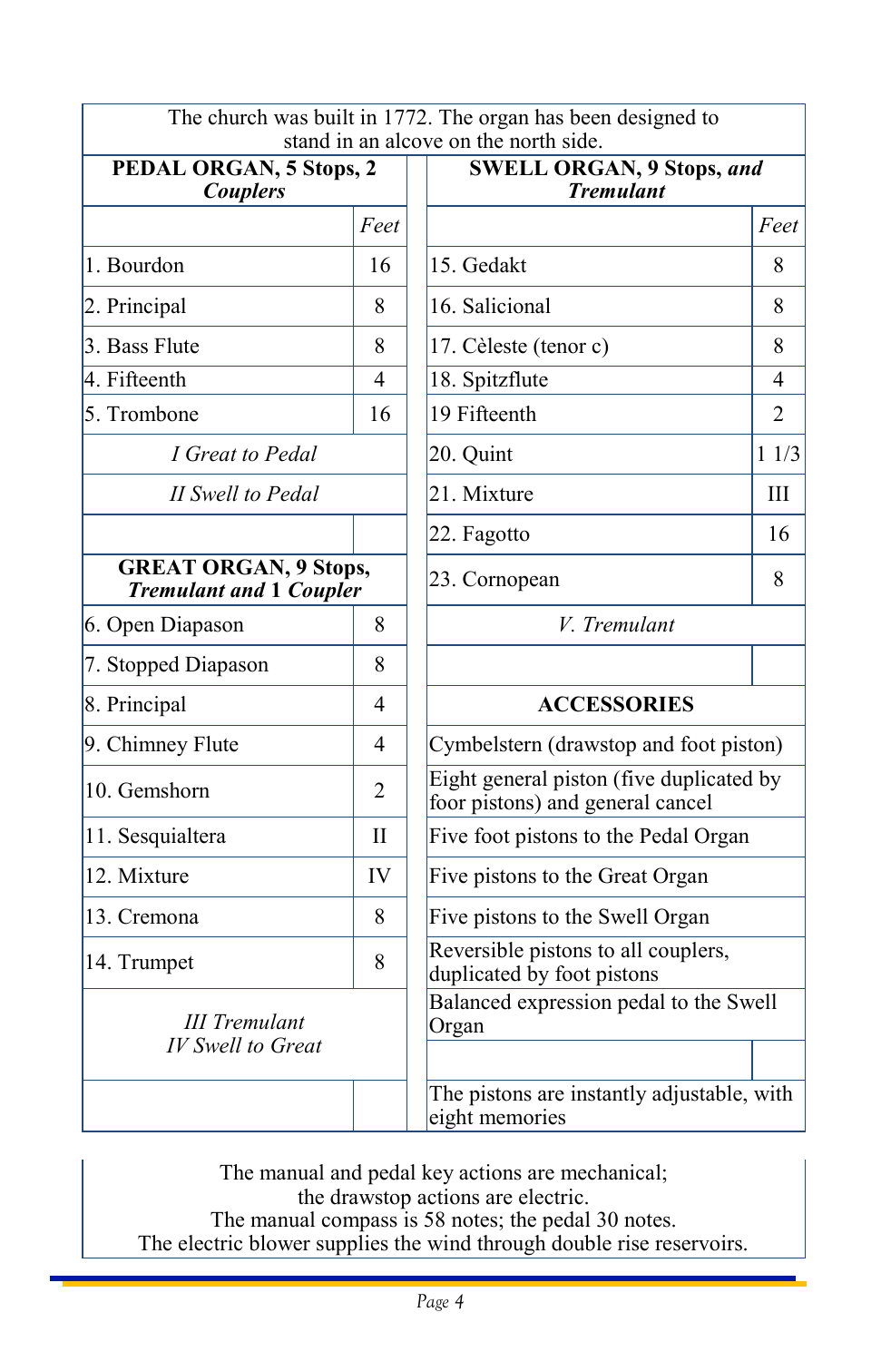The church was built in 1772. The organ has been designed to stand in an alcove on the north side.

| **PEDAL ORGAN, 5 Stops, 2 *Couplers*** | | **SWELL ORGAN, 9 Stops, *and Tremulant*** | |
|---|---|---|---|
| | *Feet* | | *Feet* |
| 1. Bourdon | 16 | 15. Gedakt | 8 |
| 2. Principal | 8 | 16. Salicional | 8 |
| 3. Bass Flute | 8 | 17. Cèleste (tenor c) | 8 |
| 4. Fifteenth | 4 | 18. Spitzflute | 4 |
| 5. Trombone | 16 | 19 Fifteenth | 2 |
| *I Great to Pedal* | | 20. Quint | 1 1/3 |
| *II Swell to Pedal* | | 21. Mixture | III |
| | | 22. Fagotto | 16 |
| **GREAT ORGAN, 9 Stops, *Tremulant and* 1 *Coupler*** | | 23. Cornopean | 8 |
| 6. Open Diapason | 8 | *V. Tremulant* | |
| 7. Stopped Diapason | 8 | | |
| 8. Principal | 4 | **ACCESSORIES** | |
| 9. Chimney Flute | 4 | Cymbelstern (drawstop and foot piston) | |
| 10. Gemshorn | 2 | Eight general piston (five duplicated by foor pistons) and general cancel | |
| 11. Sesquialtera | II | Five foot pistons to the Pedal Organ | |
| 12. Mixture | IV | Five pistons to the Great Organ | |
| 13. Cremona | 8 | Five pistons to the Swell Organ | |
| 14. Trumpet | 8 | Reversible pistons to all couplers, duplicated by foot pistons | |
| *III Tremulant*<br>*IV Swell to Great* | | Balanced expression pedal to the Swell Organ | |
| | | | |
| | | The pistons are instantly adjustable, with eight memories | |

The manual and pedal key actions are mechanical;
the drawstop actions are electric.
The manual compass is 58 notes; the pedal 30 notes.
The electric blower supplies the wind through double rise reservoirs.